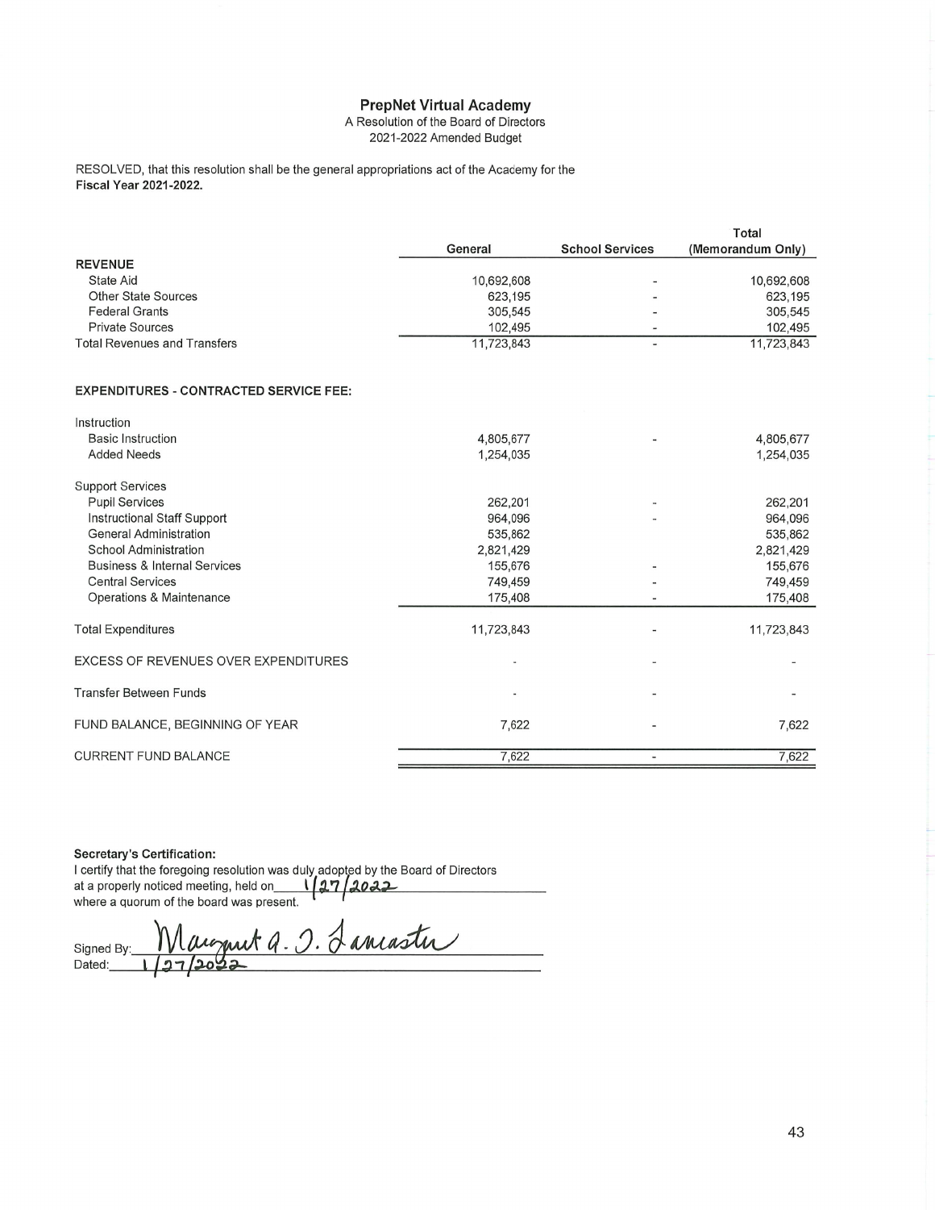# PrepNet Virtual Academy

A Resolution of the Board of Directors
2021-2022 Amended Budget

RESOLVED, that this resolution shall be the general appropriations act of the Academy for the **Fiscal Year 2021-2022.**

| | General | School Services | Total (Memorandum Only) |
|---|---|---|---|
| **REVENUE** | | | |
| State Aid | 10,692,608 | - | 10,692,608 |
| Other State Sources | 623,195 | - | 623,195 |
| Federal Grants | 305,545 | - | 305,545 |
| Private Sources | 102,495 | - | 102,495 |
| Total Revenues and Transfers | 11,723,843 | - | 11,723,843 |
| **EXPENDITURES - CONTRACTED SERVICE FEE:** | | | |
| Instruction | | | |
| Basic Instruction | 4,805,677 | - | 4,805,677 |
| Added Needs | 1,254,035 | | 1,254,035 |
| Support Services | | | |
| Pupil Services | 262,201 | - | 262,201 |
| Instructional Staff Support | 964,096 | - | 964,096 |
| General Administration | 535,862 | | 535,862 |
| School Administration | 2,821,429 | | 2,821,429 |
| Business & Internal Services | 155,676 | - | 155,676 |
| Central Services | 749,459 | - | 749,459 |
| Operations & Maintenance | 175,408 | - | 175,408 |
| Total Expenditures | 11,723,843 | - | 11,723,843 |
| EXCESS OF REVENUES OVER EXPENDITURES | - | - | - |
| Transfer Between Funds | - | - | - |
| FUND BALANCE, BEGINNING OF YEAR | 7,622 | - | 7,622 |
| CURRENT FUND BALANCE | 7,622 | - | 7,622 |

**Secretary's Certification:**

I certify that the foregoing resolution was duly adopted by the Board of Directors at a properly noticed meeting, held on 1/27/2022 where a quorum of the board was present.

Signed By: Margaret A. J. Lancaster

Dated: 1/27/2022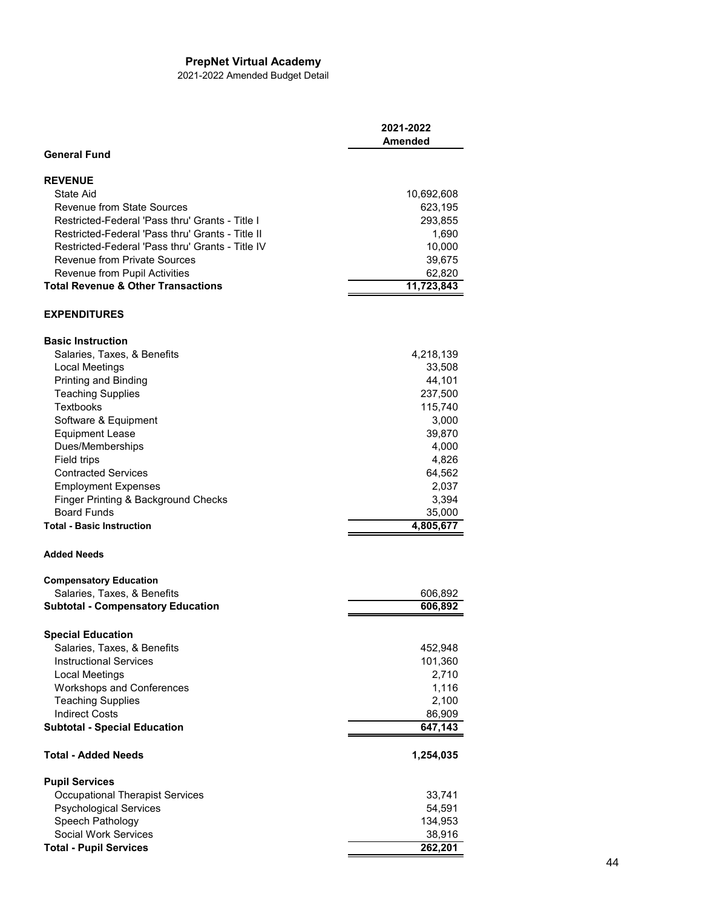**PrepNet Virtual Academy**

2021-2022 Amended Budget Detail

| | 2021-2022 Amended |
|---|---|
| **General Fund** | |
| | |
| **REVENUE** | |
| State Aid | 10,692,608 |
| Revenue from State Sources | 623,195 |
| Restricted-Federal 'Pass thru' Grants - Title I | 293,855 |
| Restricted-Federal 'Pass thru' Grants - Title II | 1,690 |
| Restricted-Federal 'Pass thru' Grants - Title IV | 10,000 |
| Revenue from Private Sources | 39,675 |
| Revenue from Pupil Activities | 62,820 |
| **Total Revenue & Other Transactions** | **11,723,843** |
| | |
| **EXPENDITURES** | |
| | |
| **Basic Instruction** | |
| Salaries, Taxes, & Benefits | 4,218,139 |
| Local Meetings | 33,508 |
| Printing and Binding | 44,101 |
| Teaching Supplies | 237,500 |
| Textbooks | 115,740 |
| Software & Equipment | 3,000 |
| Equipment Lease | 39,870 |
| Dues/Memberships | 4,000 |
| Field trips | 4,826 |
| Contracted Services | 64,562 |
| Employment Expenses | 2,037 |
| Finger Printing & Background Checks | 3,394 |
| Board Funds | 35,000 |
| **Total - Basic Instruction** | **4,805,677** |
| | |
| **Added Needs** | |
| | |
| **Compensatory Education** | |
| Salaries, Taxes, & Benefits | 606,892 |
| **Subtotal - Compensatory Education** | **606,892** |
| | |
| **Special Education** | |
| Salaries, Taxes, & Benefits | 452,948 |
| Instructional Services | 101,360 |
| Local Meetings | 2,710 |
| Workshops and Conferences | 1,116 |
| Teaching Supplies | 2,100 |
| Indirect Costs | 86,909 |
| **Subtotal - Special Education** | **647,143** |
| | |
| **Total - Added Needs** | **1,254,035** |
| | |
| **Pupil Services** | |
| Occupational Therapist Services | 33,741 |
| Psychological Services | 54,591 |
| Speech Pathology | 134,953 |
| Social Work Services | 38,916 |
| **Total - Pupil Services** | **262,201** |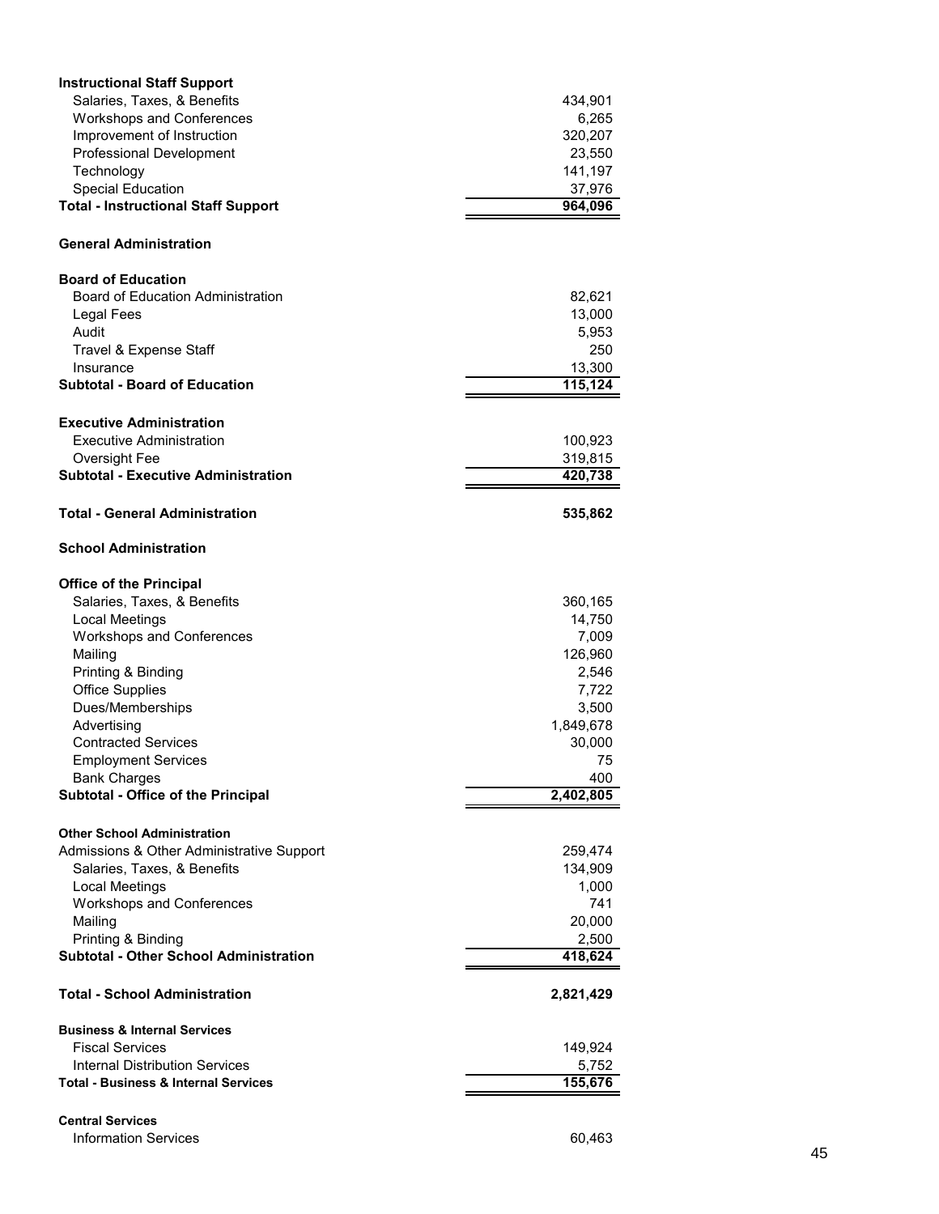| | |
|---|---|
| **Instructional Staff Support** | |
| Salaries, Taxes, & Benefits | 434,901 |
| Workshops and Conferences | 6,265 |
| Improvement of Instruction | 320,207 |
| Professional Development | 23,550 |
| Technology | 141,197 |
| Special Education | 37,976 |
| **Total - Instructional Staff Support** | **964,096** |
| | |
| **General Administration** | |
| | |
| **Board of Education** | |
| Board of Education Administration | 82,621 |
| Legal Fees | 13,000 |
| Audit | 5,953 |
| Travel & Expense Staff | 250 |
| Insurance | 13,300 |
| **Subtotal - Board of Education** | **115,124** |
| | |
| **Executive Administration** | |
| Executive Administration | 100,923 |
| Oversight Fee | 319,815 |
| **Subtotal - Executive Administration** | **420,738** |
| | |
| **Total - General Administration** | **535,862** |
| | |
| **School Administration** | |
| | |
| **Office of the Principal** | |
| Salaries, Taxes, & Benefits | 360,165 |
| Local Meetings | 14,750 |
| Workshops and Conferences | 7,009 |
| Mailing | 126,960 |
| Printing & Binding | 2,546 |
| Office Supplies | 7,722 |
| Dues/Memberships | 3,500 |
| Advertising | 1,849,678 |
| Contracted Services | 30,000 |
| Employment Services | 75 |
| Bank Charges | 400 |
| **Subtotal - Office of the Principal** | **2,402,805** |
| | |
| **Other School Administration** | |
| Admissions & Other Administrative Support | 259,474 |
| Salaries, Taxes, & Benefits | 134,909 |
| Local Meetings | 1,000 |
| Workshops and Conferences | 741 |
| Mailing | 20,000 |
| Printing & Binding | 2,500 |
| **Subtotal - Other School Administration** | **418,624** |
| | |
| **Total - School Administration** | **2,821,429** |
| | |
| **Business & Internal Services** | |
| Fiscal Services | 149,924 |
| Internal Distribution Services | 5,752 |
| **Total - Business & Internal Services** | **155,676** |
| | |
| **Central Services** | |
| Information Services | 60,463 |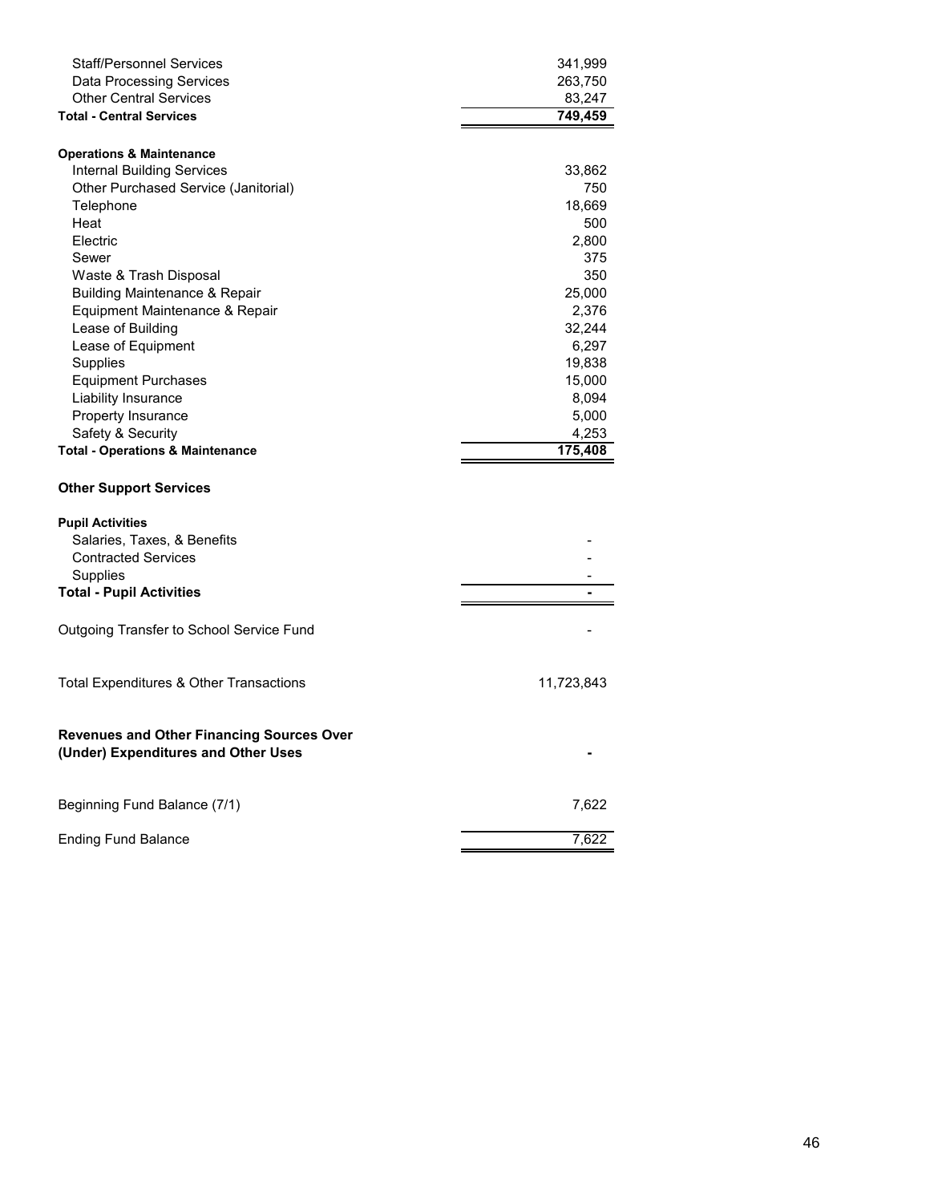| | |
|---|---|
| Staff/Personnel Services | 341,999 |
| Data Processing Services | 263,750 |
| Other Central Services | 83,247 |
| **Total - Central Services** | **749,459** |
| | |
| **Operations & Maintenance** | |
| Internal Building Services | 33,862 |
| Other Purchased Service (Janitorial) | 750 |
| Telephone | 18,669 |
| Heat | 500 |
| Electric | 2,800 |
| Sewer | 375 |
| Waste & Trash Disposal | 350 |
| Building Maintenance & Repair | 25,000 |
| Equipment Maintenance & Repair | 2,376 |
| Lease of Building | 32,244 |
| Lease of Equipment | 6,297 |
| Supplies | 19,838 |
| Equipment Purchases | 15,000 |
| Liability Insurance | 8,094 |
| Property Insurance | 5,000 |
| Safety & Security | 4,253 |
| **Total - Operations & Maintenance** | **175,408** |
| | |
| **Other Support Services** | |
| | |
| **Pupil Activities** | |
| Salaries, Taxes, & Benefits | - |
| Contracted Services | - |
| Supplies | - |
| **Total - Pupil Activities** | **-** |
| | |
| Outgoing Transfer to School Service Fund | - |
| | |
| Total Expenditures & Other Transactions | 11,723,843 |
| | |
| **Revenues and Other Financing Sources Over (Under) Expenditures and Other Uses** | **-** |
| | |
| Beginning Fund Balance (7/1) | 7,622 |
| | |
| Ending Fund Balance | 7,622 |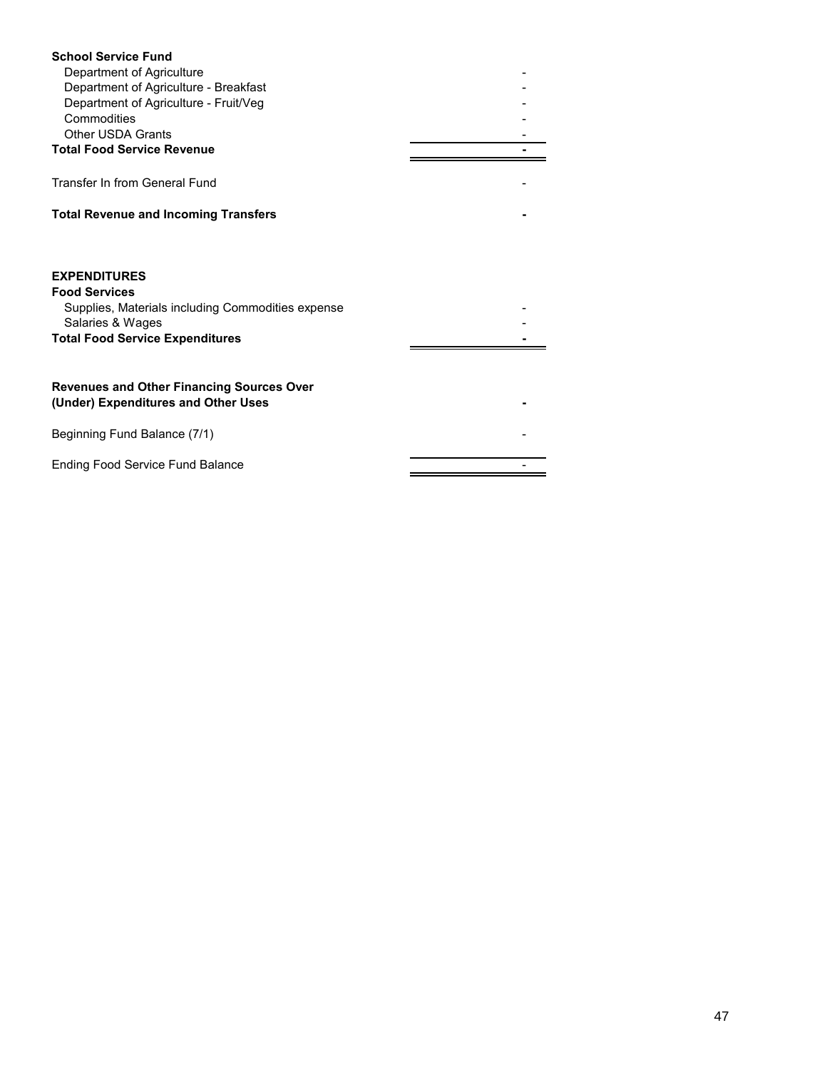| | |
|---|---|
| **School Service Fund** | |
| Department of Agriculture | - |
| Department of Agriculture - Breakfast | - |
| Department of Agriculture - Fruit/Veg | - |
| Commodities | - |
| Other USDA Grants | - |
| **Total Food Service Revenue** | **-** |
| | |
| Transfer In from General Fund | - |
| | |
| **Total Revenue and Incoming Transfers** | **-** |
| | |
| **EXPENDITURES** | |
| **Food Services** | |
| Supplies, Materials including Commodities expense | - |
| Salaries & Wages | - |
| **Total Food Service Expenditures** | **-** |
| | |
| **Revenues and Other Financing Sources Over (Under) Expenditures and Other Uses** | **-** |
| | |
| Beginning Fund Balance (7/1) | - |
| | |
| Ending Food Service Fund Balance | - |